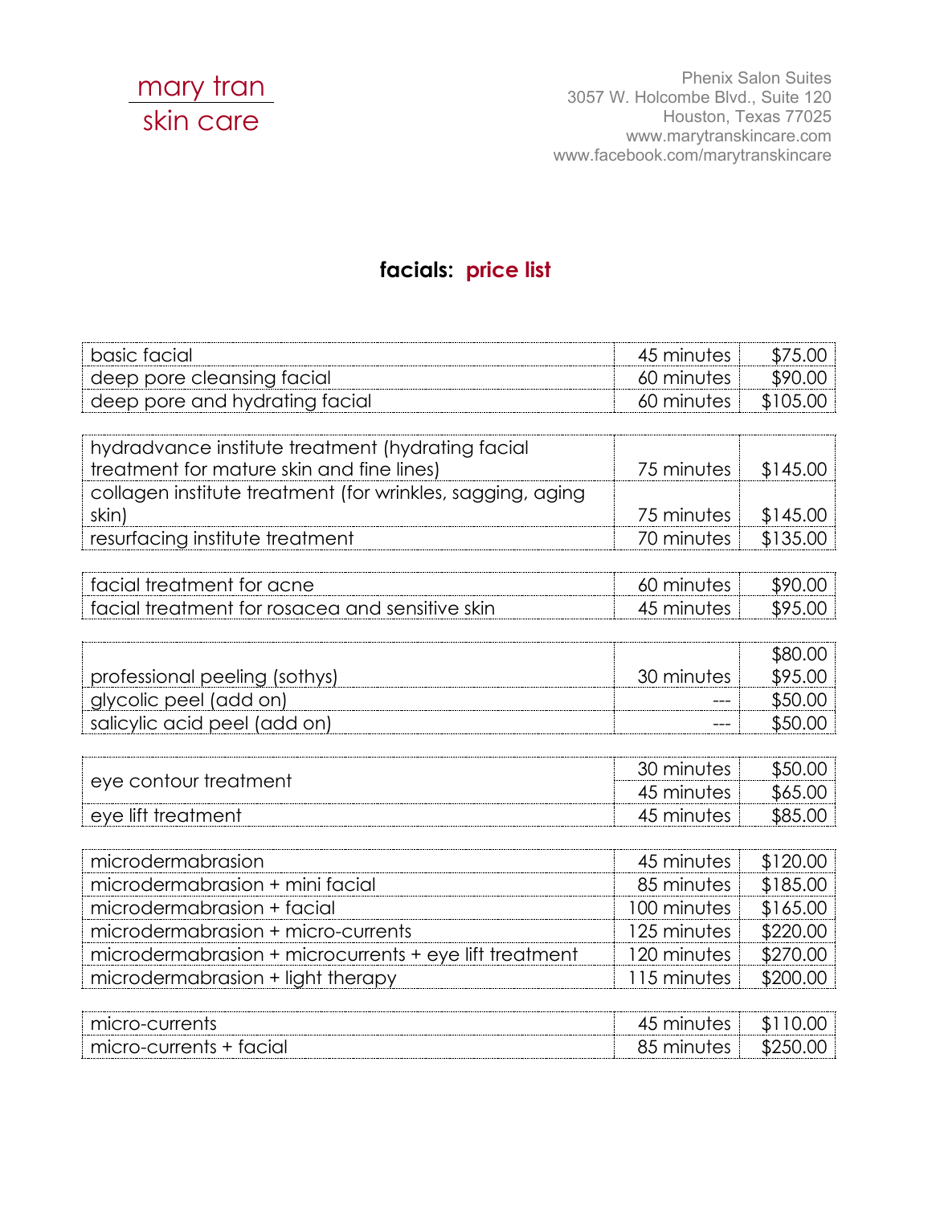mary tran
skin care

Phenix Salon Suites
3057 W. Holcombe Blvd., Suite 120
Houston, Texas 77025
www.marytranskincare.com
www.facebook.com/marytranskincare

# facials: price list

| | | |
|---|---|---|
| basic facial | 45 minutes | $75.00 |
| deep pore cleansing facial | 60 minutes | $90.00 |
| deep pore and hydrating facial | 60 minutes | $105.00 |

| | | |
|---|---|---|
| hydradvance institute treatment (hydrating facial treatment for mature skin and fine lines) | 75 minutes | $145.00 |
| collagen institute treatment (for wrinkles, sagging, aging skin) | 75 minutes | $145.00 |
| resurfacing institute treatment | 70 minutes | $135.00 |

| | | |
|---|---|---|
| facial treatment for acne | 60 minutes | $90.00 |
| facial treatment for rosacea and sensitive skin | 45 minutes | $95.00 |

| | | |
|---|---|---|
| professional peeling (sothys) | 30 minutes | $80.00<br>$95.00 |
| glycolic peel (add on) | --- | $50.00 |
| salicylic acid peel (add on) | --- | $50.00 |

| | | |
|---|---|---|
| eye contour treatment | 30 minutes | $50.00 |
| | 45 minutes | $65.00 |
| eye lift treatment | 45 minutes | $85.00 |

| | | |
|---|---|---|
| microdermabrasion | 45 minutes | $120.00 |
| microdermabrasion + mini facial | 85 minutes | $185.00 |
| microdermabrasion + facial | 100 minutes | $165.00 |
| microdermabrasion + micro-currents | 125 minutes | $220.00 |
| microdermabrasion + microcurrents + eye lift treatment | 120 minutes | $270.00 |
| microdermabrasion + light therapy | 115 minutes | $200.00 |

| | | |
|---|---|---|
| micro-currents | 45 minutes | $110.00 |
| micro-currents + facial | 85 minutes | $250.00 |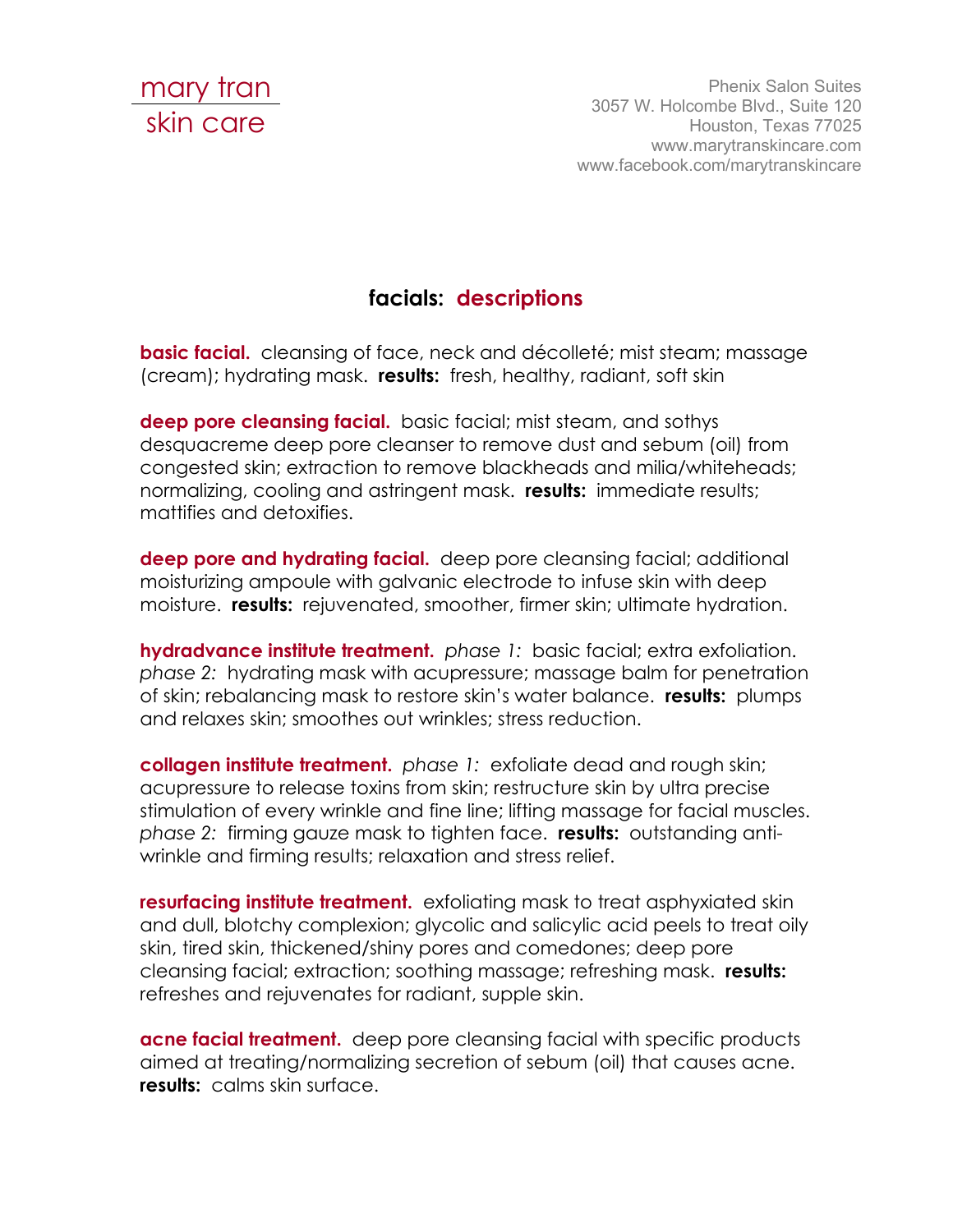mary tran
skin care

Phenix Salon Suites
3057 W. Holcombe Blvd., Suite 120
Houston, Texas 77025
www.marytranskincare.com
www.facebook.com/marytranskincare

## facials: descriptions

**basic facial.** cleansing of face, neck and décolleté; mist steam; massage (cream); hydrating mask. **results:** fresh, healthy, radiant, soft skin

**deep pore cleansing facial.** basic facial; mist steam, and sothys desquacreme deep pore cleanser to remove dust and sebum (oil) from congested skin; extraction to remove blackheads and milia/whiteheads; normalizing, cooling and astringent mask. **results:** immediate results; mattifies and detoxifies.

**deep pore and hydrating facial.** deep pore cleansing facial; additional moisturizing ampoule with galvanic electrode to infuse skin with deep moisture. **results:** rejuvenated, smoother, firmer skin; ultimate hydration.

**hydradvance institute treatment.** *phase 1:* basic facial; extra exfoliation. *phase 2:* hydrating mask with acupressure; massage balm for penetration of skin; rebalancing mask to restore skin's water balance. **results:** plumps and relaxes skin; smoothes out wrinkles; stress reduction.

**collagen institute treatment.** *phase 1:* exfoliate dead and rough skin; acupressure to release toxins from skin; restructure skin by ultra precise stimulation of every wrinkle and fine line; lifting massage for facial muscles. *phase 2:* firming gauze mask to tighten face. **results:** outstanding anti-wrinkle and firming results; relaxation and stress relief.

**resurfacing institute treatment.** exfoliating mask to treat asphyxiated skin and dull, blotchy complexion; glycolic and salicylic acid peels to treat oily skin, tired skin, thickened/shiny pores and comedones; deep pore cleansing facial; extraction; soothing massage; refreshing mask. **results:** refreshes and rejuvenates for radiant, supple skin.

**acne facial treatment.** deep pore cleansing facial with specific products aimed at treating/normalizing secretion of sebum (oil) that causes acne. **results:** calms skin surface.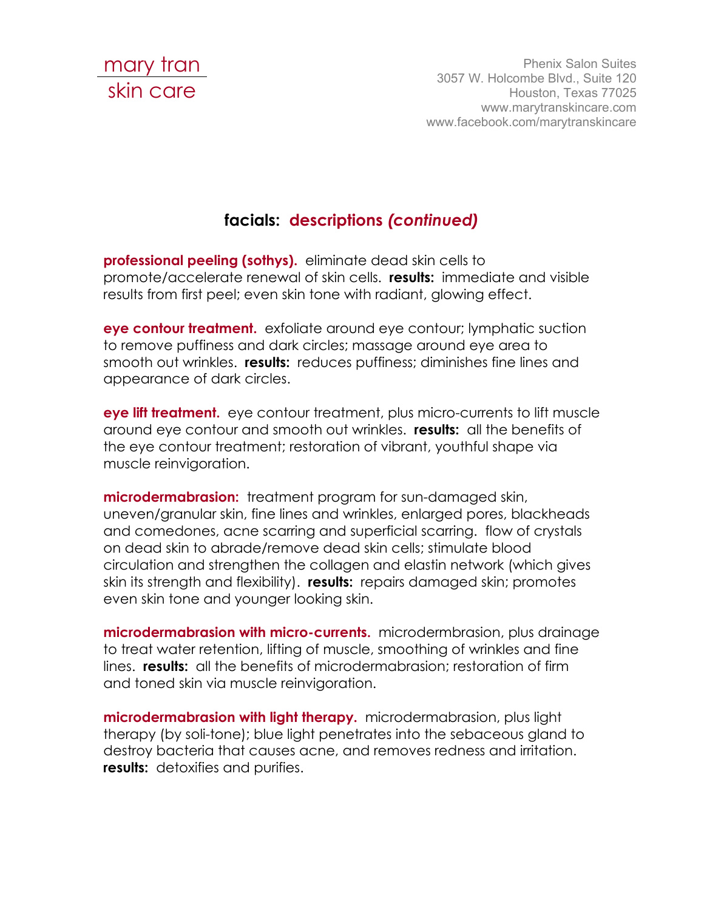mary tran
skin care

Phenix Salon Suites
3057 W. Holcombe Blvd., Suite 120
Houston, Texas 77025
www.marytranskincare.com
www.facebook.com/marytranskincare

## facials: descriptions *(continued)*

**professional peeling (sothys).** eliminate dead skin cells to promote/accelerate renewal of skin cells. **results:** immediate and visible results from first peel; even skin tone with radiant, glowing effect.

**eye contour treatment.** exfoliate around eye contour; lymphatic suction to remove puffiness and dark circles; massage around eye area to smooth out wrinkles. **results:** reduces puffiness; diminishes fine lines and appearance of dark circles.

**eye lift treatment.** eye contour treatment, plus micro-currents to lift muscle around eye contour and smooth out wrinkles. **results:** all the benefits of the eye contour treatment; restoration of vibrant, youthful shape via muscle reinvigoration.

**microdermabrasion:** treatment program for sun-damaged skin, uneven/granular skin, fine lines and wrinkles, enlarged pores, blackheads and comedones, acne scarring and superficial scarring. flow of crystals on dead skin to abrade/remove dead skin cells; stimulate blood circulation and strengthen the collagen and elastin network (which gives skin its strength and flexibility). **results:** repairs damaged skin; promotes even skin tone and younger looking skin.

**microdermabrasion with micro-currents.** microdermbrasion, plus drainage to treat water retention, lifting of muscle, smoothing of wrinkles and fine lines. **results:** all the benefits of microdermabrasion; restoration of firm and toned skin via muscle reinvigoration.

**microdermabrasion with light therapy.** microdermabrasion, plus light therapy (by soli-tone); blue light penetrates into the sebaceous gland to destroy bacteria that causes acne, and removes redness and irritation. **results:** detoxifies and purifies.